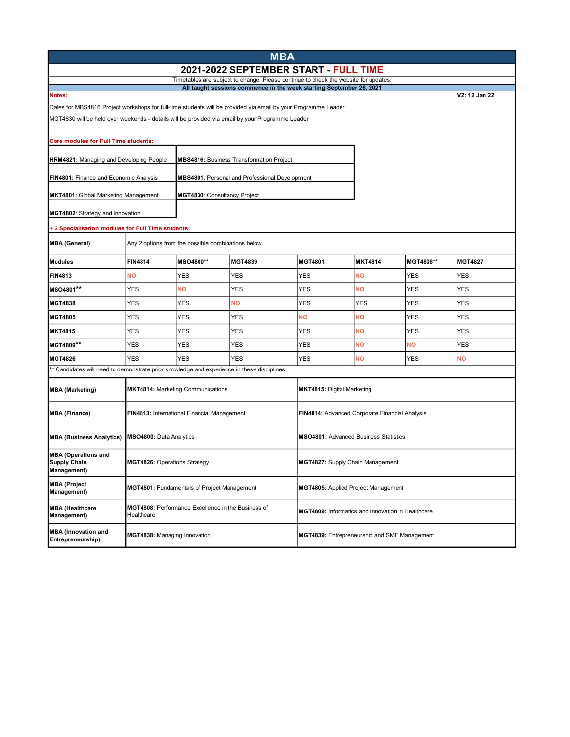# MBA

## 2021-2022 SEPTEMBER START - FULL TIME

Timetables are subject to change. Please continue to check the website for updates.

**All taught sessions commence in the week starting September 26, 2021**

**Notes:**

**V2: 12 Jan 22**

Dates for MBS4816 Project workshops for full-time students will be provided via email by your Programme Leader

MGT4830 will be held over weekends - details will be provided via email by your Programme Leader

**Core modules for Full Time students:**

| | |
|---|---|
| **HRM4821:** Managing and Developing People | **MBS4816:** Business Transformation Project |
| **FIN4801:** Finance and Economic Analysis | **MBS4801:** Personal and Professional Development |
| **MKT4801:** Global Marketing Management | **MGT4830**: Consultancy Project |
| **MGT4802**: Strategy and Innovation | |

**+ 2 Specialisation modules for Full Time students:**

| **MBA (General)** | Any 2 options from the possible combinations below. | | | | | | |
|---|---|---|---|---|---|---|---|
| **Modules** | **FIN4814** | **MSO4800**** | **MGT4839** | **MGT4801** | **MKT4814** | **MGT4808**** | **MGT4827** |
| **FIN4813** | NO | YES | YES | YES | NO | YES | YES |
| **MSO4801**** | YES | NO | YES | YES | NO | YES | YES |
| **MGT4838** | YES | YES | NO | YES | YES | YES | YES |
| **MGT4805** | YES | YES | YES | NO | NO | YES | YES |
| **MKT4815** | YES | YES | YES | YES | NO | YES | YES |
| **MGT4809**** | YES | YES | YES | YES | NO | NO | YES |
| **MGT4826** | YES | YES | YES | YES | NO | YES | NO |

** Candidates will need to demonstrate prior knowledge and experience in these disciplines.

| | | |
|---|---|---|
| **MBA (Marketing)** | **MKT4814:** Marketing Communications | **MKT4815:** Digital Marketing |
| **MBA (Finance)** | **FIN4813:** International Financial Management | **FIN4814:** Advanced Corporate Financial Analysis |
| **MBA (Business Analytics)** | **MSO4800:** Data Analytics | **MSO4801:** Advanced Business Statistics |
| **MBA (Operations and Supply Chain Management)** | **MGT4826:** Operations Strategy | **MGT4827:** Supply Chain Management |
| **MBA (Project Management)** | **MGT4801:** Fundamentals of Project Management | **MGT4805:** Applied Project Management |
| **MBA (Healthcare Management)** | **MGT4808:** Performance Excellence in the Business of Healthcare | **MGT4809:** Informatics and Innovation in Healthcare |
| **MBA (Innovation and Entrepreneurship)** | **MGT4838:** Managing Innovation | **MGT4839:** Entrepreneurship and SME Management |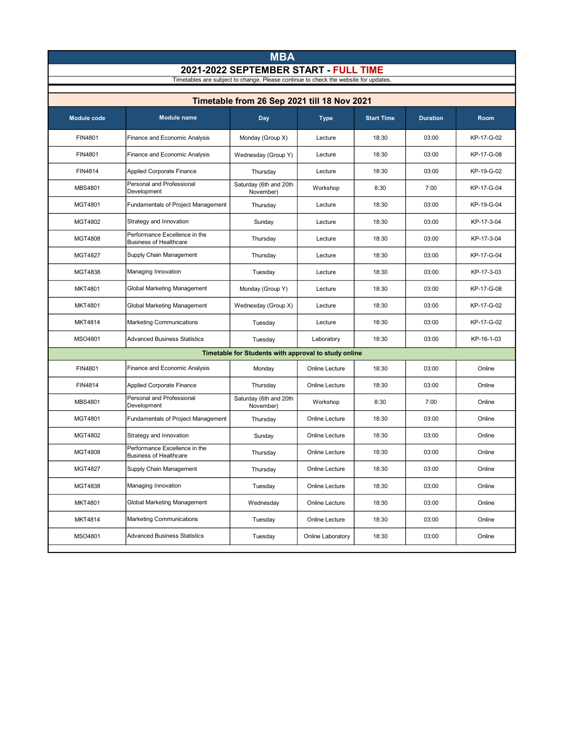# MBA

## 2021-2022 SEPTEMBER START - FULL TIME

Timetables are subject to change. Please continue to check the website for updates.

### Timetable from 26 Sep 2021 till 18 Nov 2021

| Module code | Module name | Day | Type | Start Time | Duration | Room |
|---|---|---|---|---|---|---|
| FIN4801 | Finance and Economic Analysis | Monday (Group X) | Lecture | 18:30 | 03:00 | KP-17-G-02 |
| FIN4801 | Finance and Economic Analysis | Wednesday (Group Y) | Lecture | 18:30 | 03:00 | KP-17-G-08 |
| FIN4814 | Applied Corporate Finance | Thursday | Lecture | 18:30 | 03:00 | KP-19-G-02 |
| MBS4801 | Personal and Professional Development | Saturday (6th and 20th November) | Workshop | 8:30 | 7:00 | KP-17-G-04 |
| MGT4801 | Fundamentals of Project Management | Thursday | Lecture | 18:30 | 03:00 | KP-19-G-04 |
| MGT4802 | Strategy and Innovation | Sunday | Lecture | 18:30 | 03:00 | KP-17-3-04 |
| MGT4808 | Performance Excellence in the Business of Healthcare | Thursday | Lecture | 18:30 | 03:00 | KP-17-3-04 |
| MGT4827 | Supply Chain Management | Thursday | Lecture | 18:30 | 03:00 | KP-17-G-04 |
| MGT4838 | Managing Innovation | Tuesday | Lecture | 18:30 | 03:00 | KP-17-3-03 |
| MKT4801 | Global Marketing Management | Monday (Group Y) | Lecture | 18:30 | 03:00 | KP-17-G-08 |
| MKT4801 | Global Marketing Management | Wednesday (Group X) | Lecture | 18:30 | 03:00 | KP-17-G-02 |
| MKT4814 | Marketing Communications | Tuesday | Lecture | 18:30 | 03:00 | KP-17-G-02 |
| MSO4801 | Advanced Business Statistics | Tuesday | Laboratory | 18:30 | 03:00 | KP-16-1-03 |
| **Timetable for Students with approval to study online** | | | | | | |
| FIN4801 | Finance and Economic Analysis | Monday | Online Lecture | 18:30 | 03:00 | Online |
| FIN4814 | Applied Corporate Finance | Thursday | Online Lecture | 18:30 | 03:00 | Online |
| MBS4801 | Personal and Professional Development | Saturday (6th and 20th November) | Workshop | 8:30 | 7:00 | Online |
| MGT4801 | Fundamentals of Project Management | Thursday | Online Lecture | 18:30 | 03:00 | Online |
| MGT4802 | Strategy and Innovation | Sunday | Online Lecture | 18:30 | 03:00 | Online |
| MGT4808 | Performance Excellence in the Business of Healthcare | Thursday | Online Lecture | 18:30 | 03:00 | Online |
| MGT4827 | Supply Chain Management | Thursday | Online Lecture | 18:30 | 03:00 | Online |
| MGT4838 | Managing Innovation | Tuesday | Online Lecture | 18:30 | 03:00 | Online |
| MKT4801 | Global Marketing Management | Wednesday | Online Lecture | 18:30 | 03:00 | Online |
| MKT4814 | Marketing Communications | Tuesday | Online Lecture | 18:30 | 03:00 | Online |
| MSO4801 | Advanced Business Statistics | Tuesday | Online Laboratory | 18:30 | 03:00 | Online |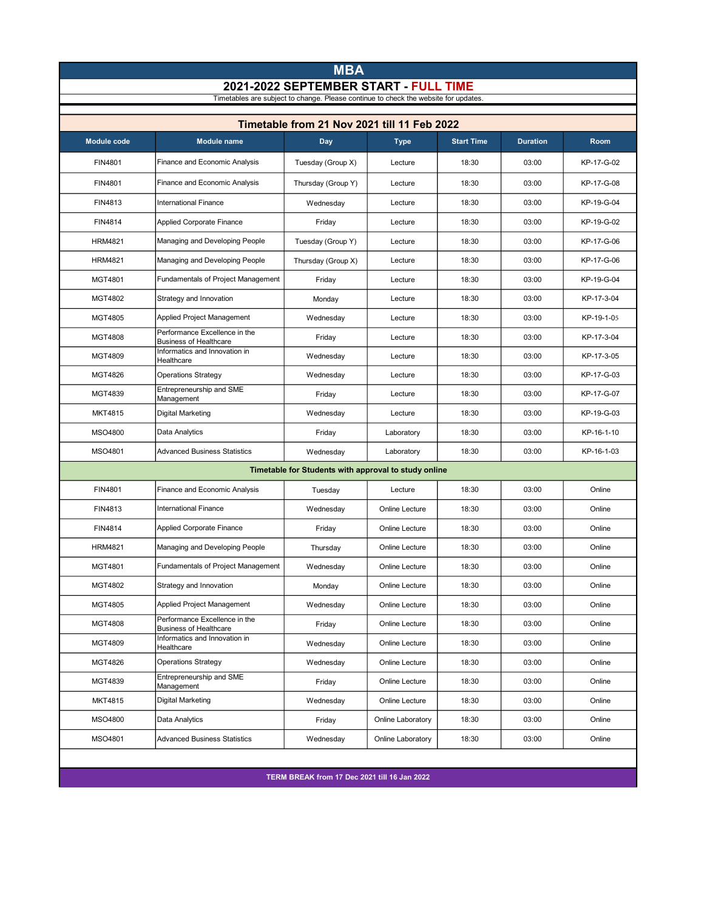# MBA

## 2021-2022 SEPTEMBER START - FULL TIME

Timetables are subject to change. Please continue to check the website for updates.

### Timetable from 21 Nov 2021 till 11 Feb 2022

| Module code | Module name | Day | Type | Start Time | Duration | Room |
|---|---|---|---|---|---|---|
| FIN4801 | Finance and Economic Analysis | Tuesday (Group X) | Lecture | 18:30 | 03:00 | KP-17-G-02 |
| FIN4801 | Finance and Economic Analysis | Thursday (Group Y) | Lecture | 18:30 | 03:00 | KP-17-G-08 |
| FIN4813 | International Finance | Wednesday | Lecture | 18:30 | 03:00 | KP-19-G-04 |
| FIN4814 | Applied Corporate Finance | Friday | Lecture | 18:30 | 03:00 | KP-19-G-02 |
| HRM4821 | Managing and Developing People | Tuesday (Group Y) | Lecture | 18:30 | 03:00 | KP-17-G-06 |
| HRM4821 | Managing and Developing People | Thursday (Group X) | Lecture | 18:30 | 03:00 | KP-17-G-06 |
| MGT4801 | Fundamentals of Project Management | Friday | Lecture | 18:30 | 03:00 | KP-19-G-04 |
| MGT4802 | Strategy and Innovation | Monday | Lecture | 18:30 | 03:00 | KP-17-3-04 |
| MGT4805 | Applied Project Management | Wednesday | Lecture | 18:30 | 03:00 | KP-19-1-05 |
| MGT4808 | Performance Excellence in the Business of Healthcare | Friday | Lecture | 18:30 | 03:00 | KP-17-3-04 |
| MGT4809 | Informatics and Innovation in Healthcare | Wednesday | Lecture | 18:30 | 03:00 | KP-17-3-05 |
| MGT4826 | Operations Strategy | Wednesday | Lecture | 18:30 | 03:00 | KP-17-G-03 |
| MGT4839 | Entrepreneurship and SME Management | Friday | Lecture | 18:30 | 03:00 | KP-17-G-07 |
| MKT4815 | Digital Marketing | Wednesday | Lecture | 18:30 | 03:00 | KP-19-G-03 |
| MSO4800 | Data Analytics | Friday | Laboratory | 18:30 | 03:00 | KP-16-1-10 |
| MSO4801 | Advanced Business Statistics | Wednesday | Laboratory | 18:30 | 03:00 | KP-16-1-03 |
| **Timetable for Students with approval to study online** | | | | | | |
| FIN4801 | Finance and Economic Analysis | Tuesday | Lecture | 18:30 | 03:00 | Online |
| FIN4813 | International Finance | Wednesday | Online Lecture | 18:30 | 03:00 | Online |
| FIN4814 | Applied Corporate Finance | Friday | Online Lecture | 18:30 | 03:00 | Online |
| HRM4821 | Managing and Developing People | Thursday | Online Lecture | 18:30 | 03:00 | Online |
| MGT4801 | Fundamentals of Project Management | Wednesday | Online Lecture | 18:30 | 03:00 | Online |
| MGT4802 | Strategy and Innovation | Monday | Online Lecture | 18:30 | 03:00 | Online |
| MGT4805 | Applied Project Management | Wednesday | Online Lecture | 18:30 | 03:00 | Online |
| MGT4808 | Performance Excellence in the Business of Healthcare | Friday | Online Lecture | 18:30 | 03:00 | Online |
| MGT4809 | Informatics and Innovation in Healthcare | Wednesday | Online Lecture | 18:30 | 03:00 | Online |
| MGT4826 | Operations Strategy | Wednesday | Online Lecture | 18:30 | 03:00 | Online |
| MGT4839 | Entrepreneurship and SME Management | Friday | Online Lecture | 18:30 | 03:00 | Online |
| MKT4815 | Digital Marketing | Wednesday | Online Lecture | 18:30 | 03:00 | Online |
| MSO4800 | Data Analytics | Friday | Online Laboratory | 18:30 | 03:00 | Online |
| MSO4801 | Advanced Business Statistics | Wednesday | Online Laboratory | 18:30 | 03:00 | Online |

**TERM BREAK from 17 Dec 2021 till 16 Jan 2022**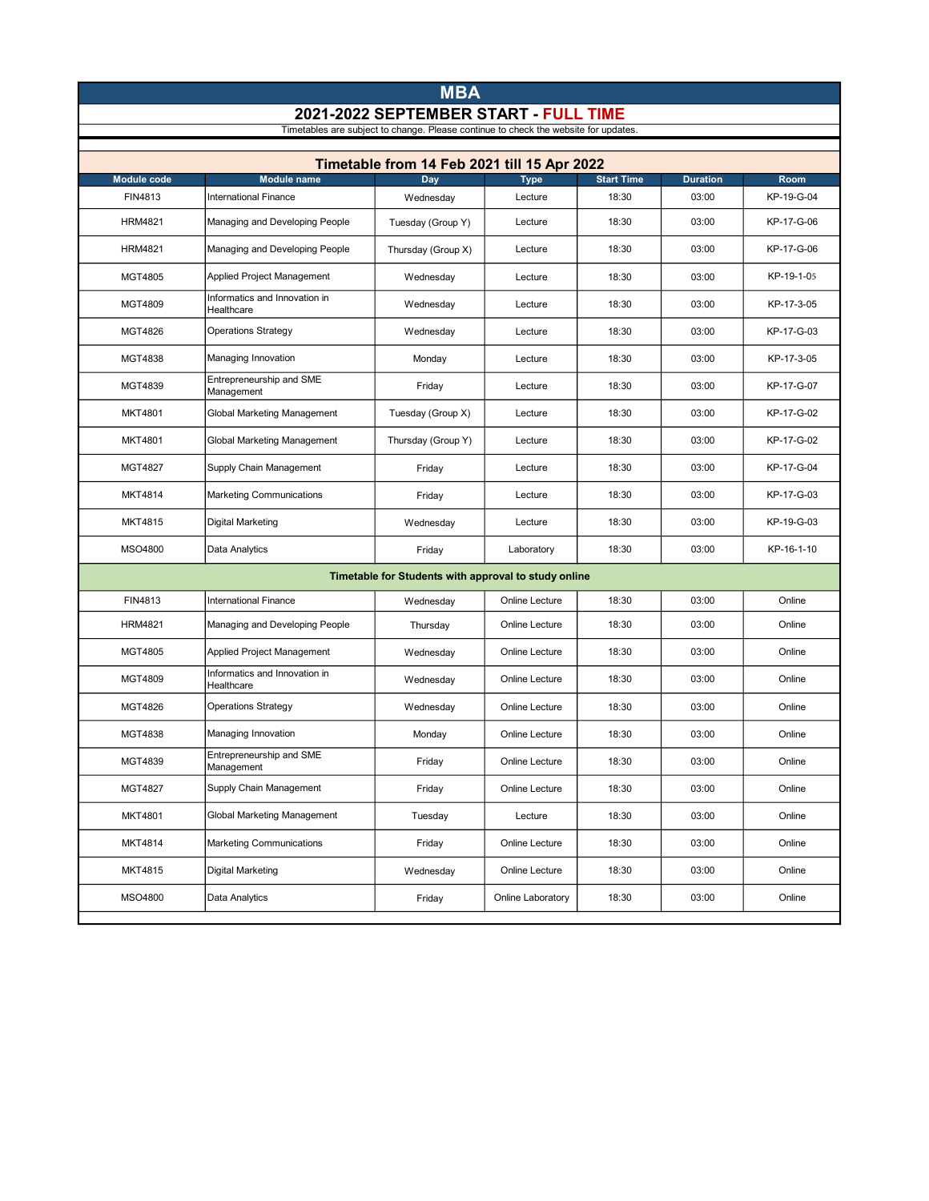# MBA

## 2021-2022 SEPTEMBER START - FULL TIME

Timetables are subject to change. Please continue to check the website for updates.

### Timetable from 14 Feb 2021 till 15 Apr 2022

| Module code | Module name | Day | Type | Start Time | Duration | Room |
|---|---|---|---|---|---|---|
| FIN4813 | International Finance | Wednesday | Lecture | 18:30 | 03:00 | KP-19-G-04 |
| HRM4821 | Managing and Developing People | Tuesday (Group Y) | Lecture | 18:30 | 03:00 | KP-17-G-06 |
| HRM4821 | Managing and Developing People | Thursday (Group X) | Lecture | 18:30 | 03:00 | KP-17-G-06 |
| MGT4805 | Applied Project Management | Wednesday | Lecture | 18:30 | 03:00 | KP-19-1-05 |
| MGT4809 | Informatics and Innovation in Healthcare | Wednesday | Lecture | 18:30 | 03:00 | KP-17-3-05 |
| MGT4826 | Operations Strategy | Wednesday | Lecture | 18:30 | 03:00 | KP-17-G-03 |
| MGT4838 | Managing Innovation | Monday | Lecture | 18:30 | 03:00 | KP-17-3-05 |
| MGT4839 | Entrepreneurship and SME Management | Friday | Lecture | 18:30 | 03:00 | KP-17-G-07 |
| MKT4801 | Global Marketing Management | Tuesday (Group X) | Lecture | 18:30 | 03:00 | KP-17-G-02 |
| MKT4801 | Global Marketing Management | Thursday (Group Y) | Lecture | 18:30 | 03:00 | KP-17-G-02 |
| MGT4827 | Supply Chain Management | Friday | Lecture | 18:30 | 03:00 | KP-17-G-04 |
| MKT4814 | Marketing Communications | Friday | Lecture | 18:30 | 03:00 | KP-17-G-03 |
| MKT4815 | Digital Marketing | Wednesday | Lecture | 18:30 | 03:00 | KP-19-G-03 |
| MSO4800 | Data Analytics | Friday | Laboratory | 18:30 | 03:00 | KP-16-1-10 |
| **Timetable for Students with approval to study online** | | | | | | |
| FIN4813 | International Finance | Wednesday | Online Lecture | 18:30 | 03:00 | Online |
| HRM4821 | Managing and Developing People | Thursday | Online Lecture | 18:30 | 03:00 | Online |
| MGT4805 | Applied Project Management | Wednesday | Online Lecture | 18:30 | 03:00 | Online |
| MGT4809 | Informatics and Innovation in Healthcare | Wednesday | Online Lecture | 18:30 | 03:00 | Online |
| MGT4826 | Operations Strategy | Wednesday | Online Lecture | 18:30 | 03:00 | Online |
| MGT4838 | Managing Innovation | Monday | Online Lecture | 18:30 | 03:00 | Online |
| MGT4839 | Entrepreneurship and SME Management | Friday | Online Lecture | 18:30 | 03:00 | Online |
| MGT4827 | Supply Chain Management | Friday | Online Lecture | 18:30 | 03:00 | Online |
| MKT4801 | Global Marketing Management | Tuesday | Lecture | 18:30 | 03:00 | Online |
| MKT4814 | Marketing Communications | Friday | Online Lecture | 18:30 | 03:00 | Online |
| MKT4815 | Digital Marketing | Wednesday | Online Lecture | 18:30 | 03:00 | Online |
| MSO4800 | Data Analytics | Friday | Online Laboratory | 18:30 | 03:00 | Online |